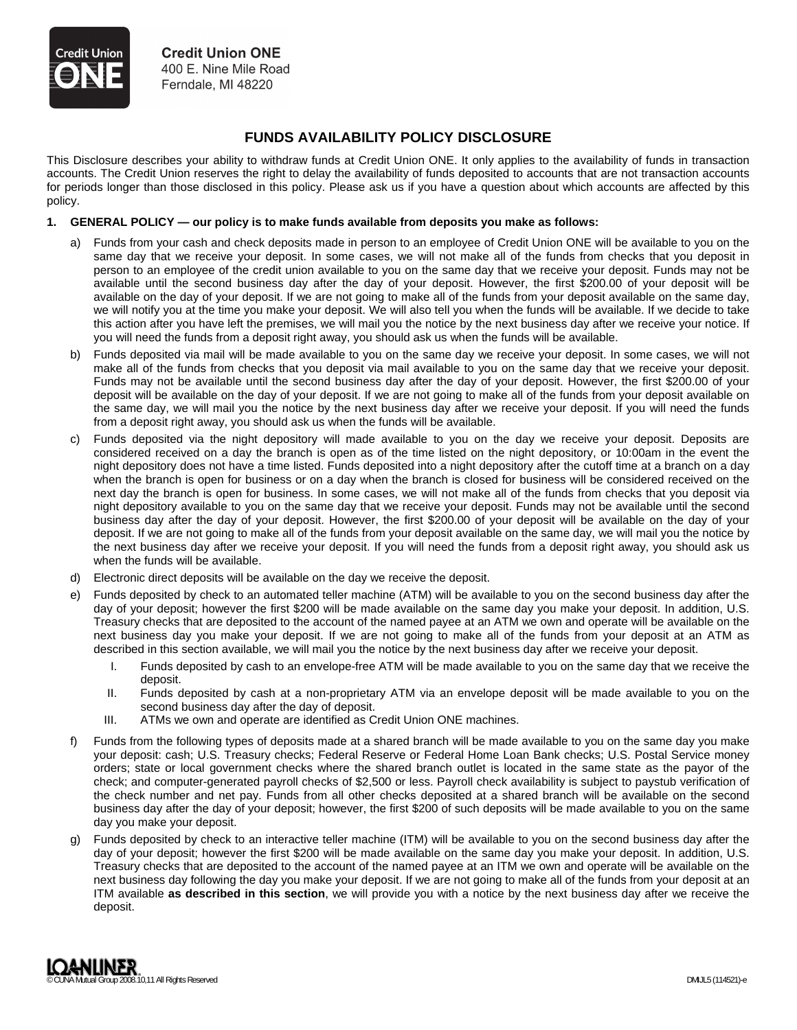**Credit Union ONE**
400 E. Nine Mile Road
Ferndale, MI 48220

# FUNDS AVAILABILITY POLICY DISCLOSURE

This Disclosure describes your ability to withdraw funds at Credit Union ONE. It only applies to the availability of funds in transaction accounts. The Credit Union reserves the right to delay the availability of funds deposited to accounts that are not transaction accounts for periods longer than those disclosed in this policy. Please ask us if you have a question about which accounts are affected by this policy.

**1. GENERAL POLICY — our policy is to make funds available from deposits you make as follows:**

a) Funds from your cash and check deposits made in person to an employee of Credit Union ONE will be available to you on the same day that we receive your deposit. In some cases, we will not make all of the funds from checks that you deposit in person to an employee of the credit union available to you on the same day that we receive your deposit. Funds may not be available until the second business day after the day of your deposit. However, the first $200.00 of your deposit will be available on the day of your deposit. If we are not going to make all of the funds from your deposit available on the same day, we will notify you at the time you make your deposit. We will also tell you when the funds will be available. If we decide to take this action after you have left the premises, we will mail you the notice by the next business day after we receive your notice. If you will need the funds from a deposit right away, you should ask us when the funds will be available.

b) Funds deposited via mail will be made available to you on the same day we receive your deposit. In some cases, we will not make all of the funds from checks that you deposit via mail available to you on the same day that we receive your deposit. Funds may not be available until the second business day after the day of your deposit. However, the first $200.00 of your deposit will be available on the day of your deposit. If we are not going to make all of the funds from your deposit available on the same day, we will mail you the notice by the next business day after we receive your deposit. If you will need the funds from a deposit right away, you should ask us when the funds will be available.

c) Funds deposited via the night depository will made available to you on the day we receive your deposit. Deposits are considered received on a day the branch is open as of the time listed on the night depository, or 10:00am in the event the night depository does not have a time listed. Funds deposited into a night depository after the cutoff time at a branch on a day when the branch is open for business or on a day when the branch is closed for business will be considered received on the next day the branch is open for business. In some cases, we will not make all of the funds from checks that you deposit via night depository available to you on the same day that we receive your deposit. Funds may not be available until the second business day after the day of your deposit. However, the first $200.00 of your deposit will be available on the day of your deposit. If we are not going to make all of the funds from your deposit available on the same day, we will mail you the notice by the next business day after we receive your deposit. If you will need the funds from a deposit right away, you should ask us when the funds will be available.

d) Electronic direct deposits will be available on the day we receive the deposit.

e) Funds deposited by check to an automated teller machine (ATM) will be available to you on the second business day after the day of your deposit; however the first $200 will be made available on the same day you make your deposit. In addition, U.S. Treasury checks that are deposited to the account of the named payee at an ATM we own and operate will be available on the next business day you make your deposit. If we are not going to make all of the funds from your deposit at an ATM as described in this section available, we will mail you the notice by the next business day after we receive your deposit.

   I. Funds deposited by cash to an envelope-free ATM will be made available to you on the same day that we receive the deposit.
   
   II. Funds deposited by cash at a non-proprietary ATM via an envelope deposit will be made available to you on the second business day after the day of deposit.
   
   III. ATMs we own and operate are identified as Credit Union ONE machines.

f) Funds from the following types of deposits made at a shared branch will be made available to you on the same day you make your deposit: cash; U.S. Treasury checks; Federal Reserve or Federal Home Loan Bank checks; U.S. Postal Service money orders; state or local government checks where the shared branch outlet is located in the same state as the payor of the check; and computer-generated payroll checks of $2,500 or less. Payroll check availability is subject to paystub verification of the check number and net pay. Funds from all other checks deposited at a shared branch will be available on the second business day after the day of your deposit; however, the first $200 of such deposits will be made available to you on the same day you make your deposit.

g) Funds deposited by check to an interactive teller machine (ITM) will be available to you on the second business day after the day of your deposit; however the first $200 will be made available on the same day you make your deposit. In addition, U.S. Treasury checks that are deposited to the account of the named payee at an ITM we own and operate will be available on the next business day following the day you make your deposit. If we are not going to make all of the funds from your deposit at an ITM available **as described in this section**, we will provide you with a notice by the next business day after we receive the deposit.

LOANLINER®
© CUNA Mutual Group 2008,10,11 All Rights Reserved DMIJL5 (114521)-e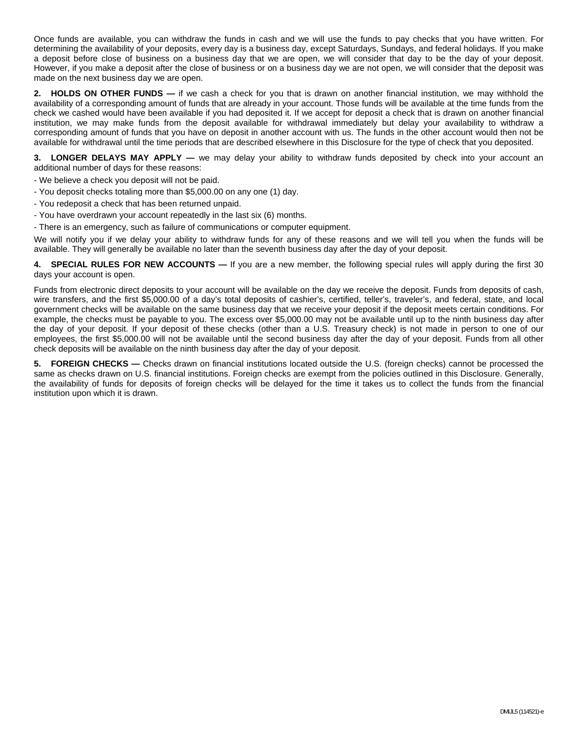Once funds are available, you can withdraw the funds in cash and we will use the funds to pay checks that you have written. For determining the availability of your deposits, every day is a business day, except Saturdays, Sundays, and federal holidays. If you make a deposit before close of business on a business day that we are open, we will consider that day to be the day of your deposit. However, if you make a deposit after the close of business or on a business day we are not open, we will consider that the deposit was made on the next business day we are open.

**2. HOLDS ON OTHER FUNDS —** if we cash a check for you that is drawn on another financial institution, we may withhold the availability of a corresponding amount of funds that are already in your account. Those funds will be available at the time funds from the check we cashed would have been available if you had deposited it. If we accept for deposit a check that is drawn on another financial institution, we may make funds from the deposit available for withdrawal immediately but delay your availability to withdraw a corresponding amount of funds that you have on deposit in another account with us. The funds in the other account would then not be available for withdrawal until the time periods that are described elsewhere in this Disclosure for the type of check that you deposited.

**3. LONGER DELAYS MAY APPLY —** we may delay your ability to withdraw funds deposited by check into your account an additional number of days for these reasons:

- We believe a check you deposit will not be paid.
- You deposit checks totaling more than $5,000.00 on any one (1) day.
- You redeposit a check that has been returned unpaid.
- You have overdrawn your account repeatedly in the last six (6) months.
- There is an emergency, such as failure of communications or computer equipment.

We will notify you if we delay your ability to withdraw funds for any of these reasons and we will tell you when the funds will be available. They will generally be available no later than the seventh business day after the day of your deposit.

**4. SPECIAL RULES FOR NEW ACCOUNTS —** If you are a new member, the following special rules will apply during the first 30 days your account is open.

Funds from electronic direct deposits to your account will be available on the day we receive the deposit. Funds from deposits of cash, wire transfers, and the first $5,000.00 of a day's total deposits of cashier's, certified, teller's, traveler's, and federal, state, and local government checks will be available on the same business day that we receive your deposit if the deposit meets certain conditions. For example, the checks must be payable to you. The excess over $5,000.00 may not be available until up to the ninth business day after the day of your deposit. If your deposit of these checks (other than a U.S. Treasury check) is not made in person to one of our employees, the first $5,000.00 will not be available until the second business day after the day of your deposit. Funds from all other check deposits will be available on the ninth business day after the day of your deposit.

**5. FOREIGN CHECKS —** Checks drawn on financial institutions located outside the U.S. (foreign checks) cannot be processed the same as checks drawn on U.S. financial institutions. Foreign checks are exempt from the policies outlined in this Disclosure. Generally, the availability of funds for deposits of foreign checks will be delayed for the time it takes us to collect the funds from the financial institution upon which it is drawn.

DMIJL5 (114521)-e